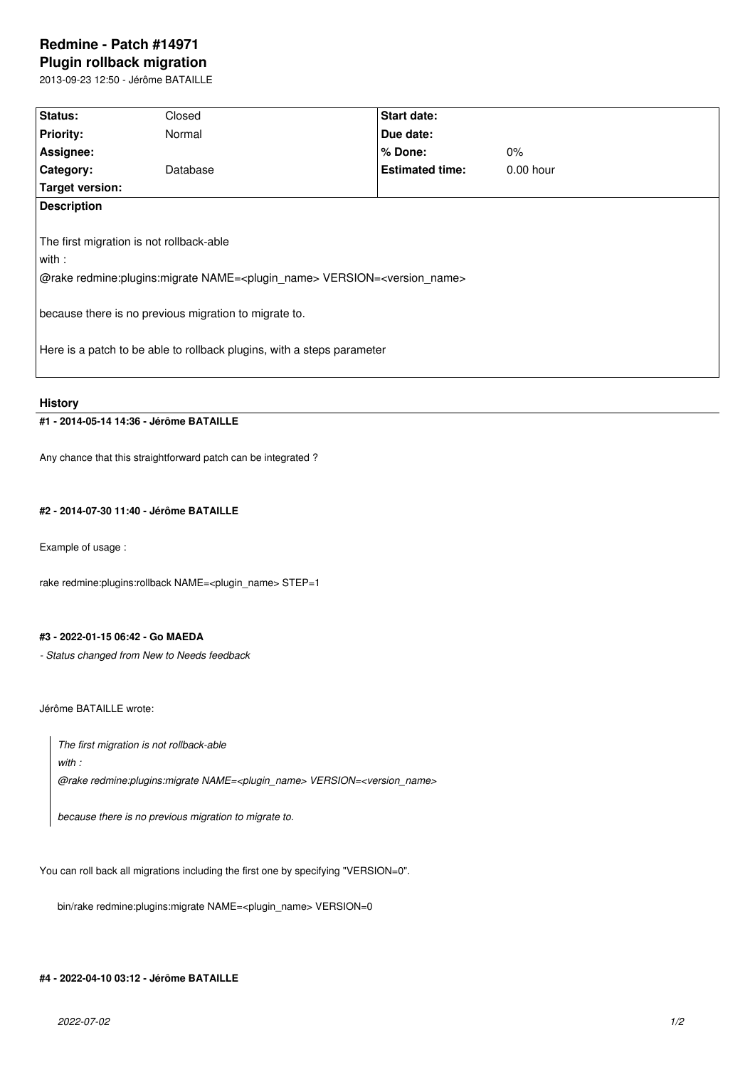# Redmine - Patch #14971

## Plugin rollback migration

2013-09-23 12:50 - Jérôme BATAILLE

| Status: | Closed | Start date: | |
|---|---|---|---|
| Priority: | Normal | Due date: | |
| Assignee: | | % Done: | 0% |
| Category: | Database | Estimated time: | 0.00 hour |
| Target version: | | | |

**Description**

The first migration is not rollback-able

with :

@rake redmine:plugins:migrate NAME=<plugin_name> VERSION=<version_name>

because there is no previous migration to migrate to.

Here is a patch to be able to rollback plugins, with a steps parameter

## History

#### #1 - 2014-05-14 14:36 - Jérôme BATAILLE

Any chance that this straightforward patch can be integrated ?

#### #2 - 2014-07-30 11:40 - Jérôme BATAILLE

Example of usage :

rake redmine:plugins:rollback NAME=<plugin_name> STEP=1

#### #3 - 2022-01-15 06:42 - Go MAEDA

*- Status changed from New to Needs feedback*

Jérôme BATAILLE wrote:

> *The first migration is not rollback-able*
>
> *with :*
>
> *@rake redmine:plugins:migrate NAME=<plugin_name> VERSION=<version_name>*
>
> *because there is no previous migration to migrate to.*

You can roll back all migrations including the first one by specifying "VERSION=0".

```
bin/rake redmine:plugins:migrate NAME=<plugin_name> VERSION=0
```

#### #4 - 2022-04-10 03:12 - Jérôme BATAILLE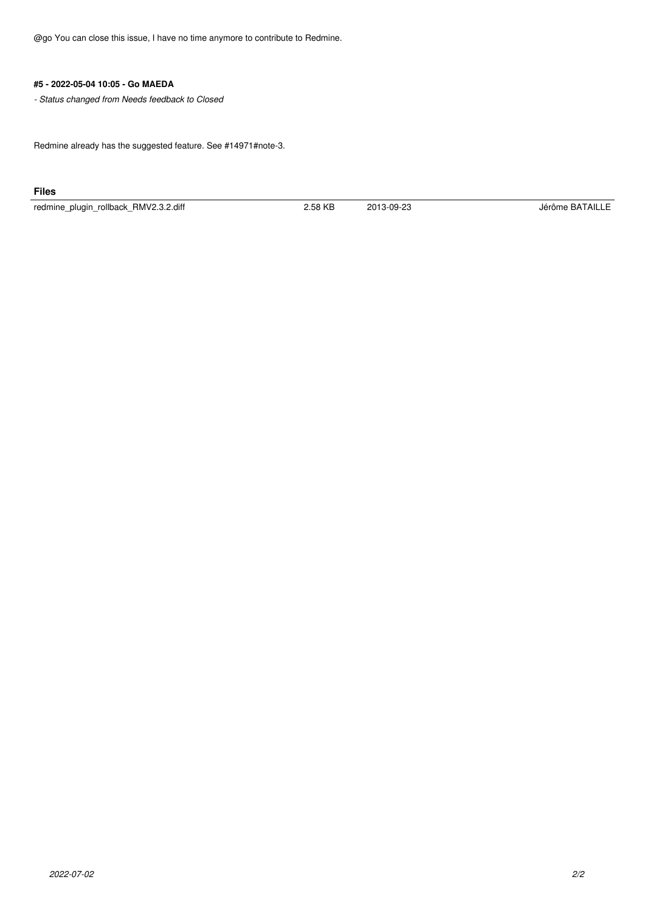@go You can close this issue, I have no time anymore to contribute to Redmine.

#### #5 - 2022-05-04 10:05 - Go MAEDA

*- Status changed from Needs feedback to Closed*

Redmine already has the suggested feature. See #14971#note-3.

**Files**

| | | | |
|---|---|---|---|
| redmine_plugin_rollback_RMV2.3.2.diff | 2.58 KB | 2013-09-23 | Jérôme BATAILLE |